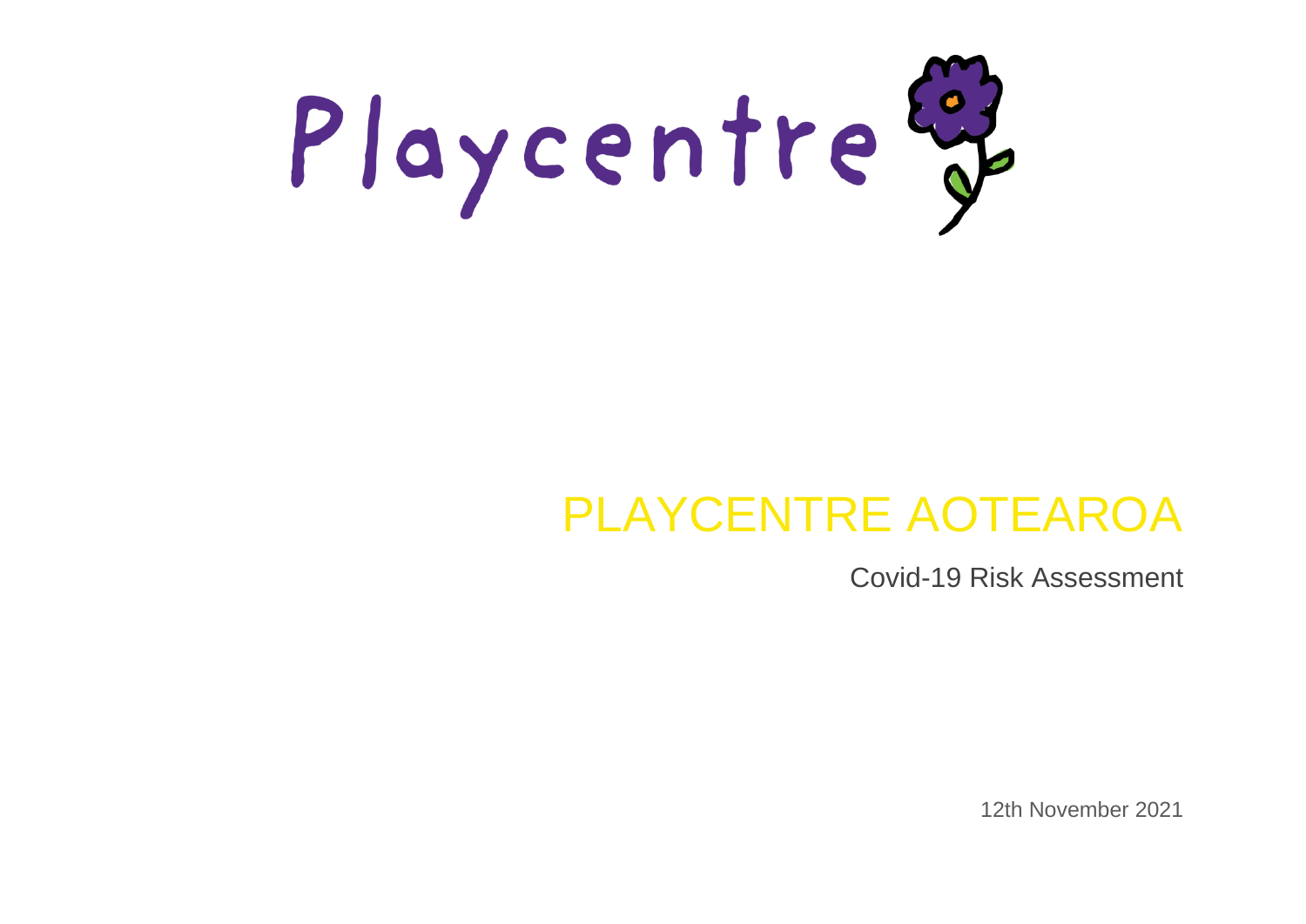Playcentre

# PLAYCENTRE AOTEAROA

## Covid-19 Risk Assessment

12th November 2021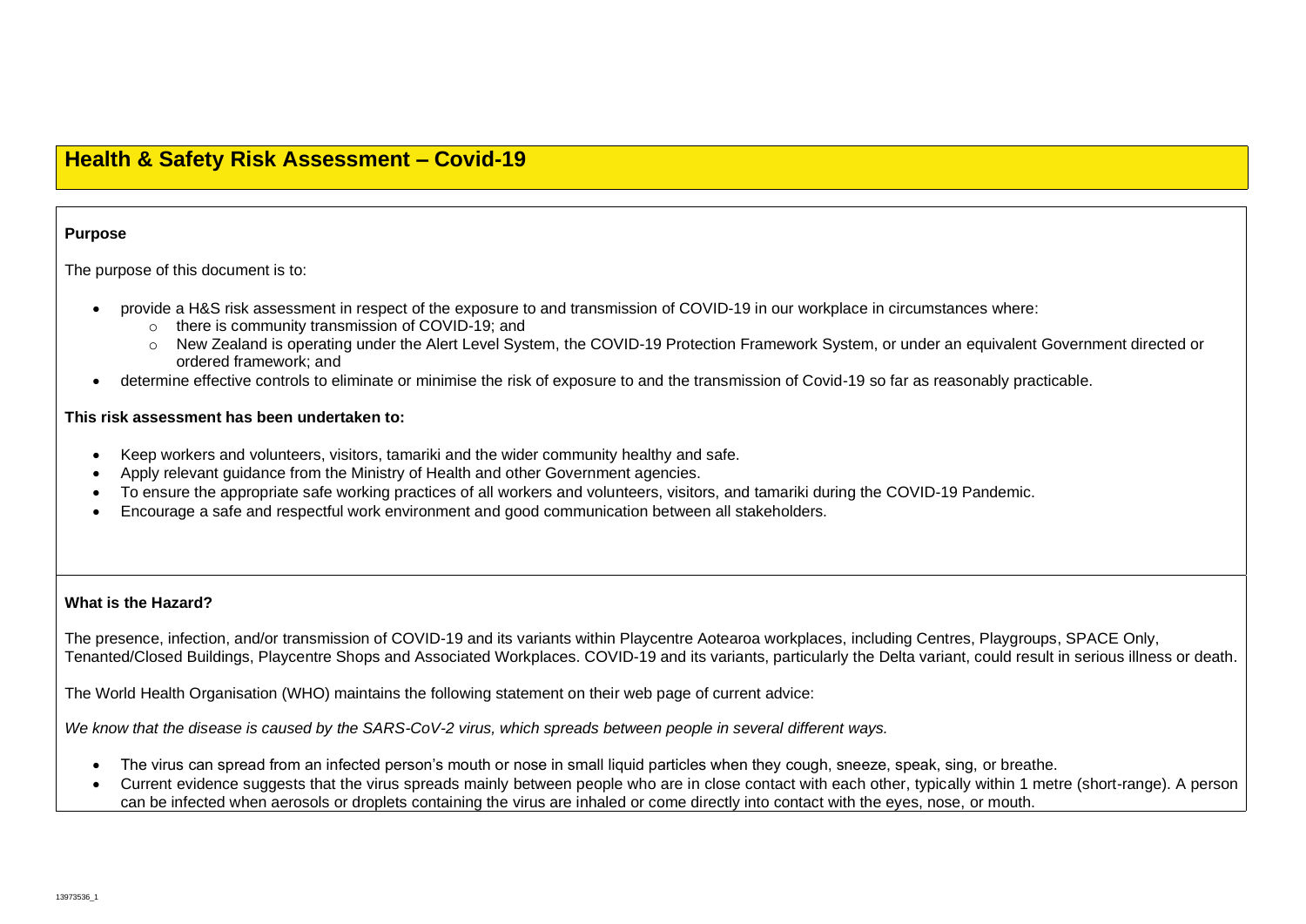# Health & Safety Risk Assessment – Covid-19

**Purpose**

The purpose of this document is to:

- provide a H&S risk assessment in respect of the exposure to and transmission of COVID-19 in our workplace in circumstances where:
  - there is community transmission of COVID-19; and
  - New Zealand is operating under the Alert Level System, the COVID-19 Protection Framework System, or under an equivalent Government directed or ordered framework; and
- determine effective controls to eliminate or minimise the risk of exposure to and the transmission of Covid-19 so far as reasonably practicable.

**This risk assessment has been undertaken to:**

- Keep workers and volunteers, visitors, tamariki and the wider community healthy and safe.
- Apply relevant guidance from the Ministry of Health and other Government agencies.
- To ensure the appropriate safe working practices of all workers and volunteers, visitors, and tamariki during the COVID-19 Pandemic.
- Encourage a safe and respectful work environment and good communication between all stakeholders.

**What is the Hazard?**

The presence, infection, and/or transmission of COVID-19 and its variants within Playcentre Aotearoa workplaces, including Centres, Playgroups, SPACE Only, Tenanted/Closed Buildings, Playcentre Shops and Associated Workplaces. COVID-19 and its variants, particularly the Delta variant, could result in serious illness or death.

The World Health Organisation (WHO) maintains the following statement on their web page of current advice:

*We know that the disease is caused by the SARS-CoV-2 virus, which spreads between people in several different ways.*

- The virus can spread from an infected person's mouth or nose in small liquid particles when they cough, sneeze, speak, sing, or breathe.
- Current evidence suggests that the virus spreads mainly between people who are in close contact with each other, typically within 1 metre (short-range). A person can be infected when aerosols or droplets containing the virus are inhaled or come directly into contact with the eyes, nose, or mouth.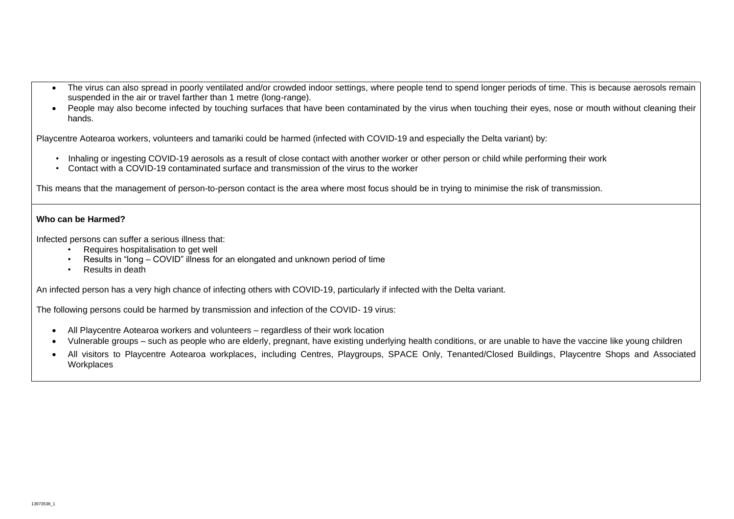- The virus can also spread in poorly ventilated and/or crowded indoor settings, where people tend to spend longer periods of time. This is because aerosols remain suspended in the air or travel farther than 1 metre (long-range).
- People may also become infected by touching surfaces that have been contaminated by the virus when touching their eyes, nose or mouth without cleaning their hands.

Playcentre Aotearoa workers, volunteers and tamariki could be harmed (infected with COVID-19 and especially the Delta variant) by:

- Inhaling or ingesting COVID-19 aerosols as a result of close contact with another worker or other person or child while performing their work
- Contact with a COVID-19 contaminated surface and transmission of the virus to the worker

This means that the management of person-to-person contact is the area where most focus should be in trying to minimise the risk of transmission.

**Who can be Harmed?**

Infected persons can suffer a serious illness that:

- Requires hospitalisation to get well
- Results in "long – COVID" illness for an elongated and unknown period of time
- Results in death

An infected person has a very high chance of infecting others with COVID-19, particularly if infected with the Delta variant.

The following persons could be harmed by transmission and infection of the COVID- 19 virus:

- All Playcentre Aotearoa workers and volunteers – regardless of their work location
- Vulnerable groups – such as people who are elderly, pregnant, have existing underlying health conditions, or are unable to have the vaccine like young children
- All visitors to Playcentre Aotearoa workplaces, including Centres, Playgroups, SPACE Only, Tenanted/Closed Buildings, Playcentre Shops and Associated Workplaces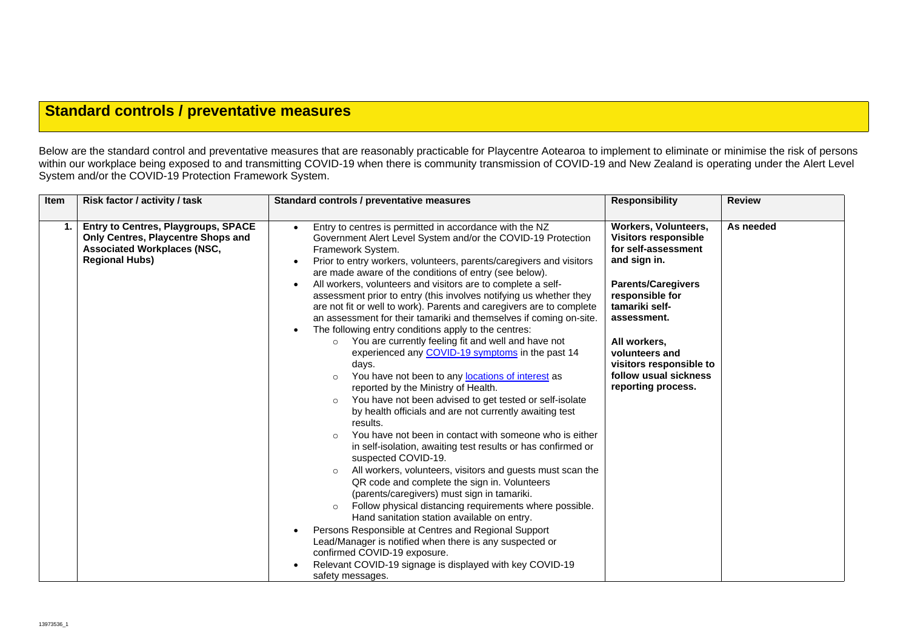## Standard controls / preventative measures

Below are the standard control and preventative measures that are reasonably practicable for Playcentre Aotearoa to implement to eliminate or minimise the risk of persons within our workplace being exposed to and transmitting COVID-19 when there is community transmission of COVID-19 and New Zealand is operating under the Alert Level System and/or the COVID-19 Protection Framework System.

| Item | Risk factor / activity / task | Standard controls / preventative measures | Responsibility | Review |
|---|---|---|---|---|
| 1. | **Entry to Centres, Playgroups, SPACE Only Centres, Playcentre Shops and Associated Workplaces (NSC, Regional Hubs)** | • Entry to centres is permitted in accordance with the NZ Government Alert Level System and/or the COVID-19 Protection Framework System.<br>• Prior to entry workers, volunteers, parents/caregivers and visitors are made aware of the conditions of entry (see below).<br>• All workers, volunteers and visitors are to complete a self-assessment prior to entry (this involves notifying us whether they are not fit or well to work). Parents and caregivers are to complete an assessment for their tamariki and themselves if coming on-site.<br>• The following entry conditions apply to the centres:<br>&nbsp;&nbsp;○ You are currently feeling fit and well and have not experienced any [COVID-19 symptoms] in the past 14 days.<br>&nbsp;&nbsp;○ You have not been to any [locations of interest] as reported by the Ministry of Health.<br>&nbsp;&nbsp;○ You have not been advised to get tested or self-isolate by health officials and are not currently awaiting test results.<br>&nbsp;&nbsp;○ You have not been in contact with someone who is either in self-isolation, awaiting test results or has confirmed or suspected COVID-19.<br>&nbsp;&nbsp;○ All workers, volunteers, visitors and guests must scan the QR code and complete the sign in. Volunteers (parents/caregivers) must sign in tamariki.<br>&nbsp;&nbsp;○ Follow physical distancing requirements where possible. Hand sanitation station available on entry.<br>• Persons Responsible at Centres and Regional Support Lead/Manager is notified when there is any suspected or confirmed COVID-19 exposure.<br>• Relevant COVID-19 signage is displayed with key COVID-19 safety messages. | **Workers, Volunteers, Visitors responsible for self-assessment and sign in.**<br><br>**Parents/Caregivers responsible for tamariki self-assessment.**<br><br>**All workers, volunteers and visitors responsible to follow usual sickness reporting process.** | **As needed** |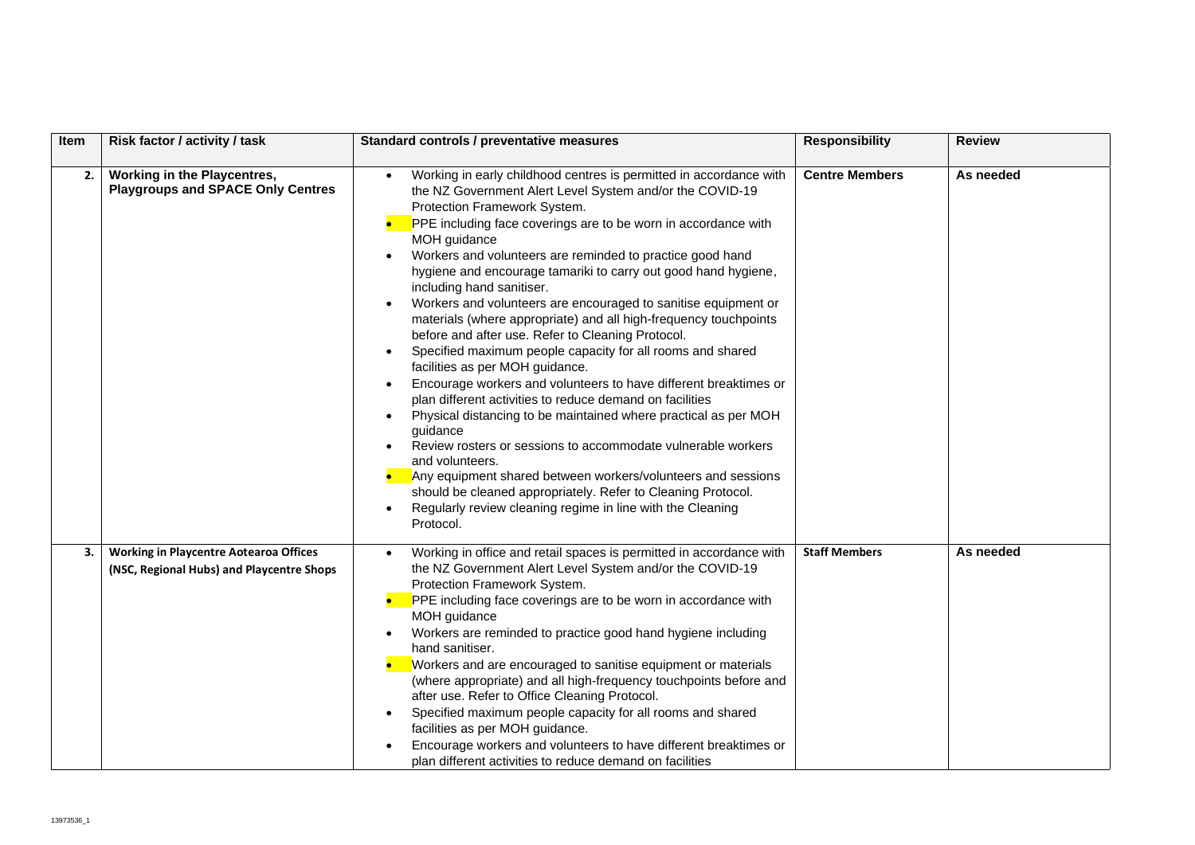| Item | Risk factor / activity / task | Standard controls / preventative measures | Responsibility | Review |
|---|---|---|---|---|
| 2. | **Working in the Playcentres, Playgroups and SPACE Only Centres** | • Working in early childhood centres is permitted in accordance with the NZ Government Alert Level System and/or the COVID-19 Protection Framework System.<br>• PPE including face coverings are to be worn in accordance with MOH guidance<br>• Workers and volunteers are reminded to practice good hand hygiene and encourage tamariki to carry out good hand hygiene, including hand sanitiser.<br>• Workers and volunteers are encouraged to sanitise equipment or materials (where appropriate) and all high-frequency touchpoints before and after use. Refer to Cleaning Protocol.<br>• Specified maximum people capacity for all rooms and shared facilities as per MOH guidance.<br>• Encourage workers and volunteers to have different breaktimes or plan different activities to reduce demand on facilities<br>• Physical distancing to be maintained where practical as per MOH guidance<br>• Review rosters or sessions to accommodate vulnerable workers and volunteers.<br>• Any equipment shared between workers/volunteers and sessions should be cleaned appropriately. Refer to Cleaning Protocol.<br>• Regularly review cleaning regime in line with the Cleaning Protocol. | **Centre Members** | **As needed** |
| 3. | **Working in Playcentre Aotearoa Offices (NSC, Regional Hubs) and Playcentre Shops** | • Working in office and retail spaces is permitted in accordance with the NZ Government Alert Level System and/or the COVID-19 Protection Framework System.<br>• PPE including face coverings are to be worn in accordance with MOH guidance<br>• Workers are reminded to practice good hand hygiene including hand sanitiser.<br>• Workers and are encouraged to sanitise equipment or materials (where appropriate) and all high-frequency touchpoints before and after use. Refer to Office Cleaning Protocol.<br>• Specified maximum people capacity for all rooms and shared facilities as per MOH guidance.<br>• Encourage workers and volunteers to have different breaktimes or plan different activities to reduce demand on facilities | **Staff Members** | **As needed** |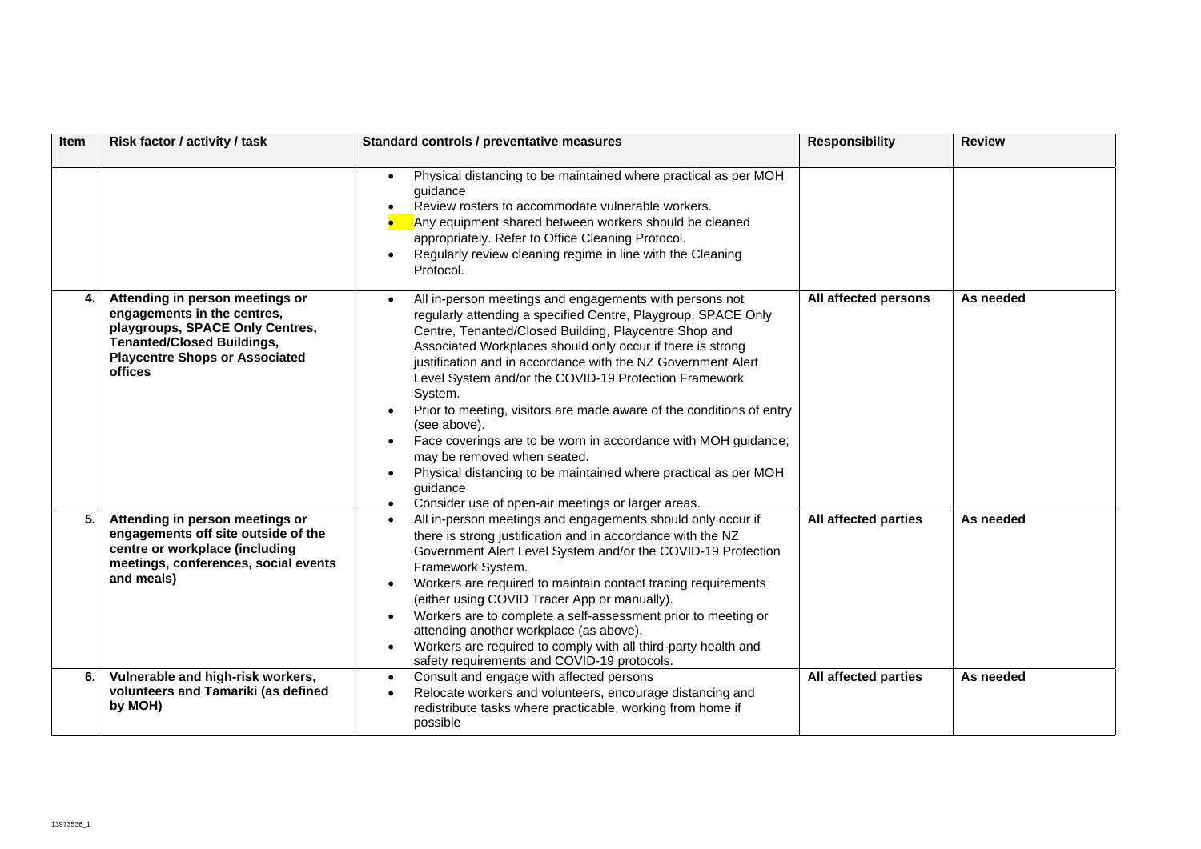| Item | Risk factor / activity / task | Standard controls / preventative measures | Responsibility | Review |
|---|---|---|---|---|
| | | • Physical distancing to be maintained where practical as per MOH guidance<br>• Review rosters to accommodate vulnerable workers.<br>• Any equipment shared between workers should be cleaned appropriately. Refer to Office Cleaning Protocol.<br>• Regularly review cleaning regime in line with the Cleaning Protocol. | | |
| **4.** | **Attending in person meetings or engagements in the centres, playgroups, SPACE Only Centres, Tenanted/Closed Buildings, Playcentre Shops or Associated offices** | • All in-person meetings and engagements with persons not regularly attending a specified Centre, Playgroup, SPACE Only Centre, Tenanted/Closed Building, Playcentre Shop and Associated Workplaces should only occur if there is strong justification and in accordance with the NZ Government Alert Level System and/or the COVID-19 Protection Framework System.<br>• Prior to meeting, visitors are made aware of the conditions of entry (see above).<br>• Face coverings are to be worn in accordance with MOH guidance; may be removed when seated.<br>• Physical distancing to be maintained where practical as per MOH guidance<br>• Consider use of open-air meetings or larger areas. | **All affected persons** | **As needed** |
| **5.** | **Attending in person meetings or engagements off site outside of the centre or workplace (including meetings, conferences, social events and meals)** | • All in-person meetings and engagements should only occur if there is strong justification and in accordance with the NZ Government Alert Level System and/or the COVID-19 Protection Framework System.<br>• Workers are required to maintain contact tracing requirements (either using COVID Tracer App or manually).<br>• Workers are to complete a self-assessment prior to meeting or attending another workplace (as above).<br>• Workers are required to comply with all third-party health and safety requirements and COVID-19 protocols. | **All affected parties** | **As needed** |
| **6.** | **Vulnerable and high-risk workers, volunteers and Tamariki (as defined by MOH)** | • Consult and engage with affected persons<br>• Relocate workers and volunteers, encourage distancing and redistribute tasks where practicable, working from home if possible | **All affected parties** | **As needed** |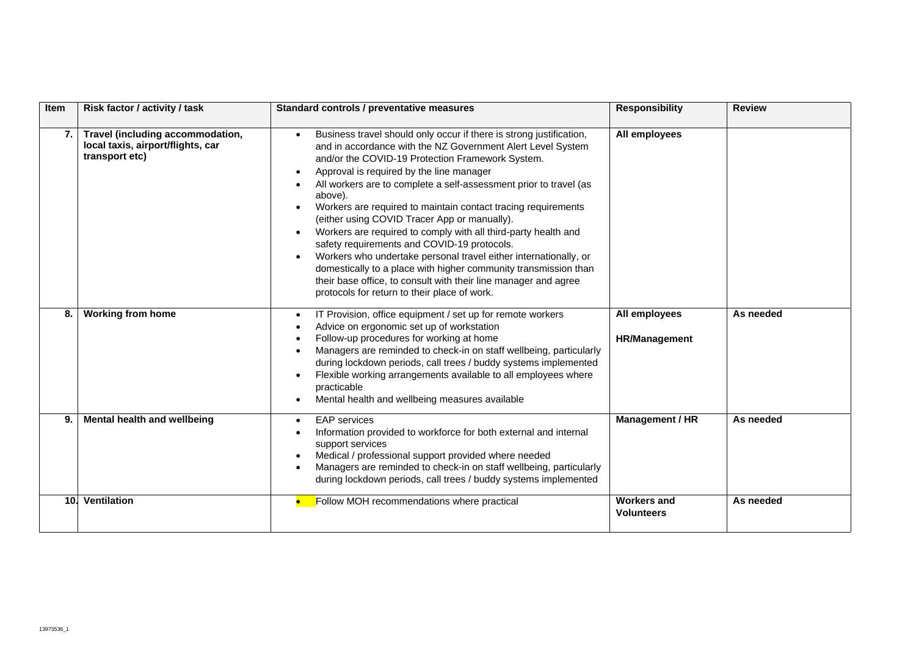| Item | Risk factor / activity / task | Standard controls / preventative measures | Responsibility | Review |
|---|---|---|---|---|
| 7. | **Travel (including accommodation, local taxis, airport/flights, car transport etc)** | • Business travel should only occur if there is strong justification, and in accordance with the NZ Government Alert Level System and/or the COVID-19 Protection Framework System.<br>• Approval is required by the line manager<br>• All workers are to complete a self-assessment prior to travel (as above).<br>• Workers are required to maintain contact tracing requirements (either using COVID Tracer App or manually).<br>• Workers are required to comply with all third-party health and safety requirements and COVID-19 protocols.<br>• Workers who undertake personal travel either internationally, or domestically to a place with higher community transmission than their base office, to consult with their line manager and agree protocols for return to their place of work. | **All employees** | |
| 8. | **Working from home** | • IT Provision, office equipment / set up for remote workers<br>• Advice on ergonomic set up of workstation<br>• Follow-up procedures for working at home<br>• Managers are reminded to check-in on staff wellbeing, particularly during lockdown periods, call trees / buddy systems implemented<br>• Flexible working arrangements available to all employees where practicable<br>• Mental health and wellbeing measures available | **All employees**<br><br>**HR/Management** | **As needed** |
| 9. | **Mental health and wellbeing** | • EAP services<br>• Information provided to workforce for both external and internal support services<br>• Medical / professional support provided where needed<br>• Managers are reminded to check-in on staff wellbeing, particularly during lockdown periods, call trees / buddy systems implemented | **Management / HR** | **As needed** |
| 10. | **Ventilation** | • Follow MOH recommendations where practical | **Workers and Volunteers** | **As needed** |

13973536_1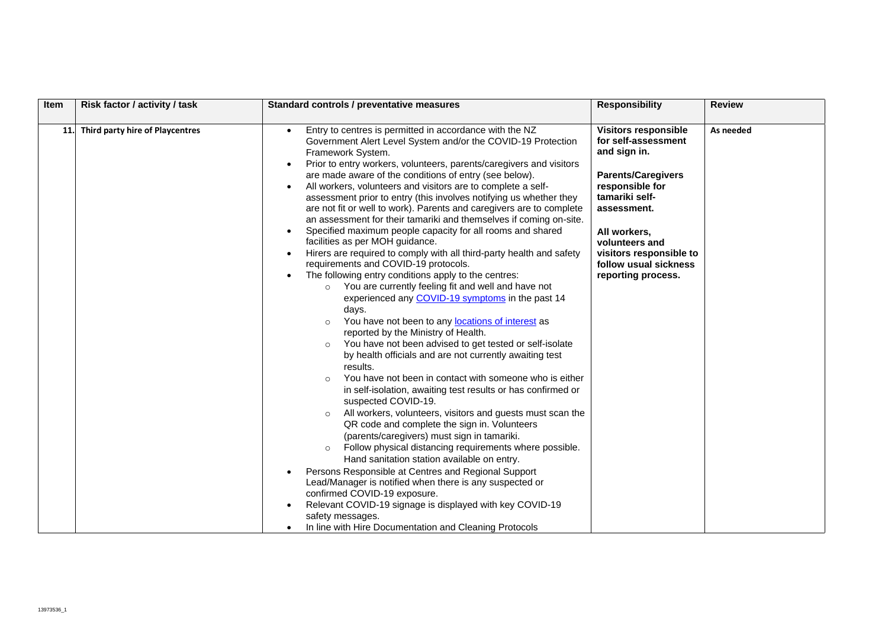| Item | Risk factor / activity / task | Standard controls / preventative measures | Responsibility | Review |
|---|---|---|---|---|
| 11. | **Third party hire of Playcentres** | • Entry to centres is permitted in accordance with the NZ Government Alert Level System and/or the COVID-19 Protection Framework System.<br>• Prior to entry workers, volunteers, parents/caregivers and visitors are made aware of the conditions of entry (see below).<br>• All workers, volunteers and visitors are to complete a self-assessment prior to entry (this involves notifying us whether they are not fit or well to work). Parents and caregivers are to complete an assessment for their tamariki and themselves if coming on-site.<br>• Specified maximum people capacity for all rooms and shared facilities as per MOH guidance.<br>• Hirers are required to comply with all third-party health and safety requirements and COVID-19 protocols.<br>• The following entry conditions apply to the centres:<br>  ○ You are currently feeling fit and well and have not experienced any [COVID-19 symptoms]() in the past 14 days.<br>  ○ You have not been to any [locations of interest]() as reported by the Ministry of Health.<br>  ○ You have not been advised to get tested or self-isolate by health officials and are not currently awaiting test results.<br>  ○ You have not been in contact with someone who is either in self-isolation, awaiting test results or has confirmed or suspected COVID-19.<br>  ○ All workers, volunteers, visitors and guests must scan the QR code and complete the sign in. Volunteers (parents/caregivers) must sign in tamariki.<br>  ○ Follow physical distancing requirements where possible. Hand sanitation station available on entry.<br>• Persons Responsible at Centres and Regional Support Lead/Manager is notified when there is any suspected or confirmed COVID-19 exposure.<br>• Relevant COVID-19 signage is displayed with key COVID-19 safety messages.<br>• In line with Hire Documentation and Cleaning Protocols | **Visitors responsible for self-assessment and sign in.**<br><br>**Parents/Caregivers responsible for tamariki self-assessment.**<br><br>**All workers, volunteers and visitors responsible to follow usual sickness reporting process.** | **As needed** |

13973536_1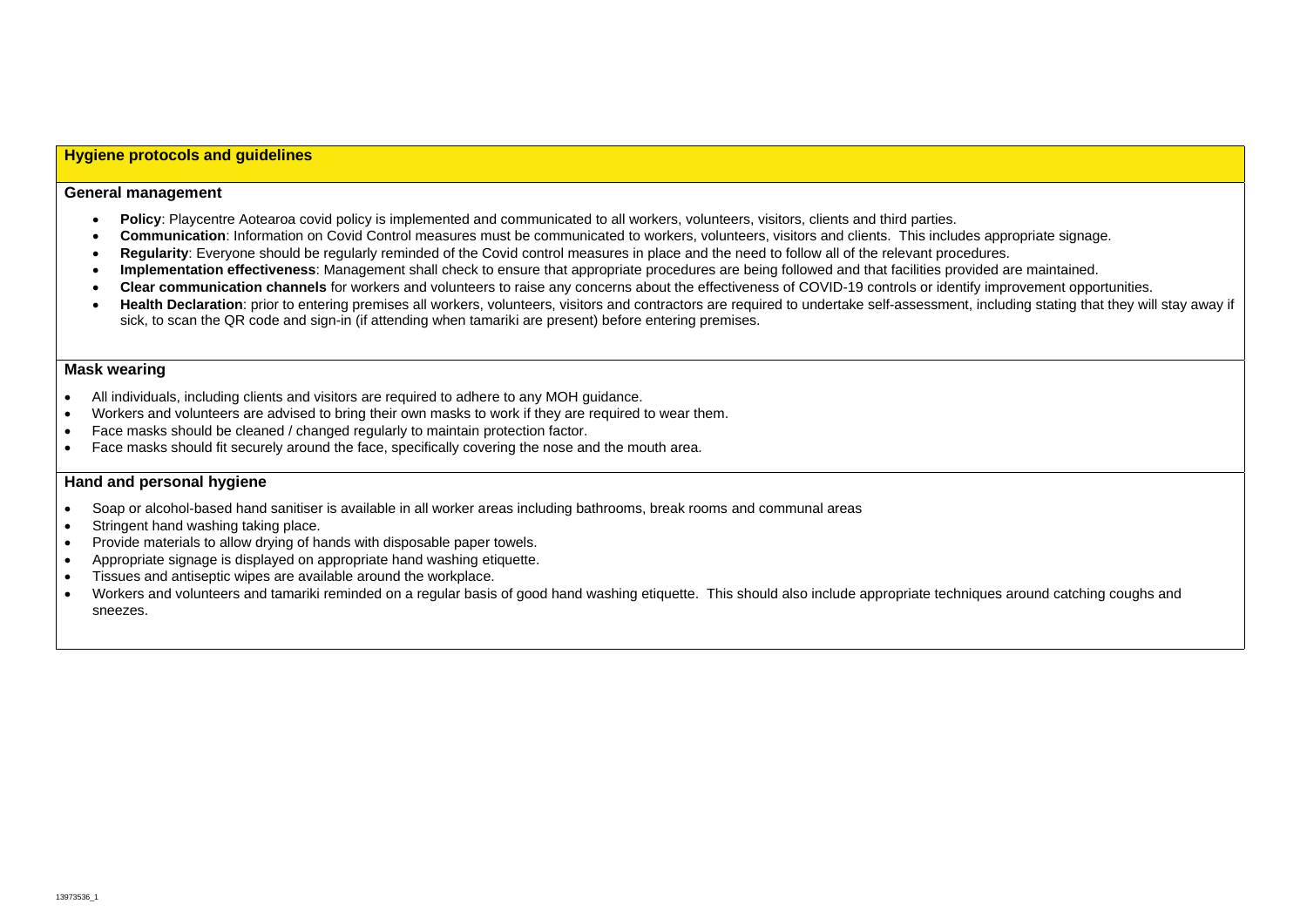## Hygiene protocols and guidelines

### General management

- **Policy**: Playcentre Aotearoa covid policy is implemented and communicated to all workers, volunteers, visitors, clients and third parties.
- **Communication**: Information on Covid Control measures must be communicated to workers, volunteers, visitors and clients. This includes appropriate signage.
- **Regularity**: Everyone should be regularly reminded of the Covid control measures in place and the need to follow all of the relevant procedures.
- **Implementation effectiveness**: Management shall check to ensure that appropriate procedures are being followed and that facilities provided are maintained.
- **Clear communication channels** for workers and volunteers to raise any concerns about the effectiveness of COVID-19 controls or identify improvement opportunities.
- **Health Declaration**: prior to entering premises all workers, volunteers, visitors and contractors are required to undertake self-assessment, including stating that they will stay away if sick, to scan the QR code and sign-in (if attending when tamariki are present) before entering premises.

### Mask wearing

- All individuals, including clients and visitors are required to adhere to any MOH guidance.
- Workers and volunteers are advised to bring their own masks to work if they are required to wear them.
- Face masks should be cleaned / changed regularly to maintain protection factor.
- Face masks should fit securely around the face, specifically covering the nose and the mouth area.

### Hand and personal hygiene

- Soap or alcohol-based hand sanitiser is available in all worker areas including bathrooms, break rooms and communal areas
- Stringent hand washing taking place.
- Provide materials to allow drying of hands with disposable paper towels.
- Appropriate signage is displayed on appropriate hand washing etiquette.
- Tissues and antiseptic wipes are available around the workplace.
- Workers and volunteers and tamariki reminded on a regular basis of good hand washing etiquette. This should also include appropriate techniques around catching coughs and sneezes.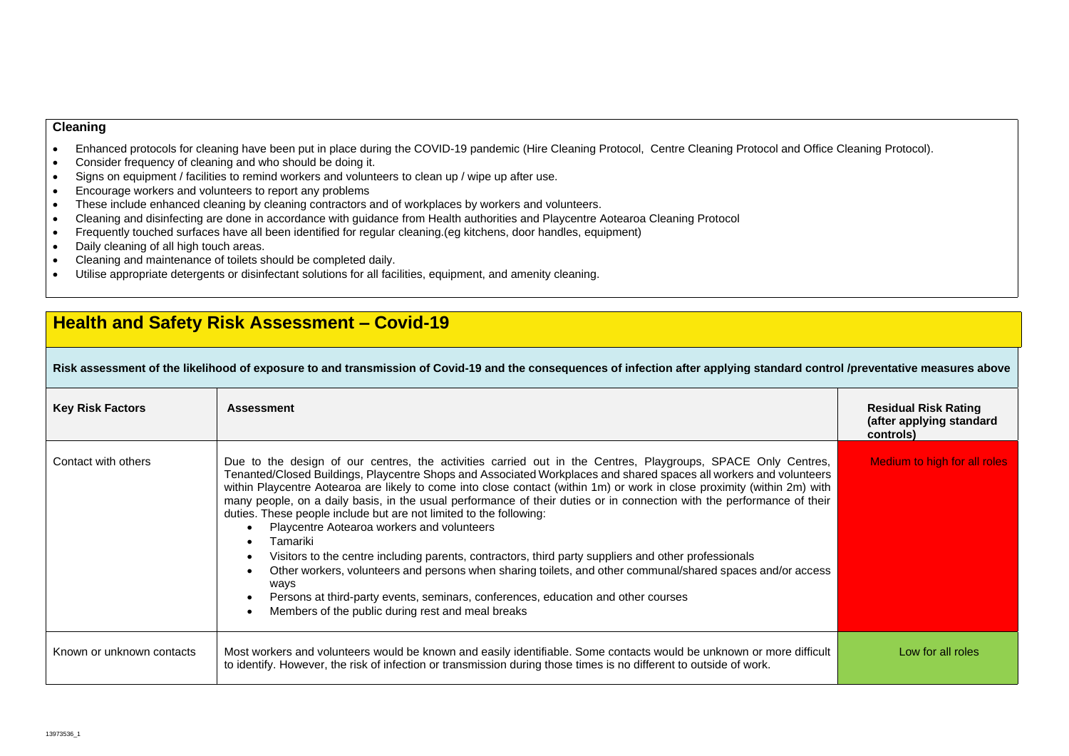**Cleaning**

- Enhanced protocols for cleaning have been put in place during the COVID-19 pandemic (Hire Cleaning Protocol, Centre Cleaning Protocol and Office Cleaning Protocol).
- Consider frequency of cleaning and who should be doing it.
- Signs on equipment / facilities to remind workers and volunteers to clean up / wipe up after use.
- Encourage workers and volunteers to report any problems
- These include enhanced cleaning by cleaning contractors and of workplaces by workers and volunteers.
- Cleaning and disinfecting are done in accordance with guidance from Health authorities and Playcentre Aotearoa Cleaning Protocol
- Frequently touched surfaces have all been identified for regular cleaning.(eg kitchens, door handles, equipment)
- Daily cleaning of all high touch areas.
- Cleaning and maintenance of toilets should be completed daily.
- Utilise appropriate detergents or disinfectant solutions for all facilities, equipment, and amenity cleaning.

## Health and Safety Risk Assessment – Covid-19

**Risk assessment of the likelihood of exposure to and transmission of Covid-19 and the consequences of infection after applying standard control /preventative measures above**

| Key Risk Factors | Assessment | Residual Risk Rating (after applying standard controls) |
|---|---|---|
| Contact with others | Due to the design of our centres, the activities carried out in the Centres, Playgroups, SPACE Only Centres, Tenanted/Closed Buildings, Playcentre Shops and Associated Workplaces and shared spaces all workers and volunteers within Playcentre Aotearoa are likely to come into close contact (within 1m) or work in close proximity (within 2m) with many people, on a daily basis, in the usual performance of their duties or in connection with the performance of their duties. These people include but are not limited to the following:<br>• Playcentre Aotearoa workers and volunteers<br>• Tamariki<br>• Visitors to the centre including parents, contractors, third party suppliers and other professionals<br>• Other workers, volunteers and persons when sharing toilets, and other communal/shared spaces and/or access ways<br>• Persons at third-party events, seminars, conferences, education and other courses<br>• Members of the public during rest and meal breaks | Medium to high for all roles |
| Known or unknown contacts | Most workers and volunteers would be known and easily identifiable. Some contacts would be unknown or more difficult to identify. However, the risk of infection or transmission during those times is no different to outside of work. | Low for all roles |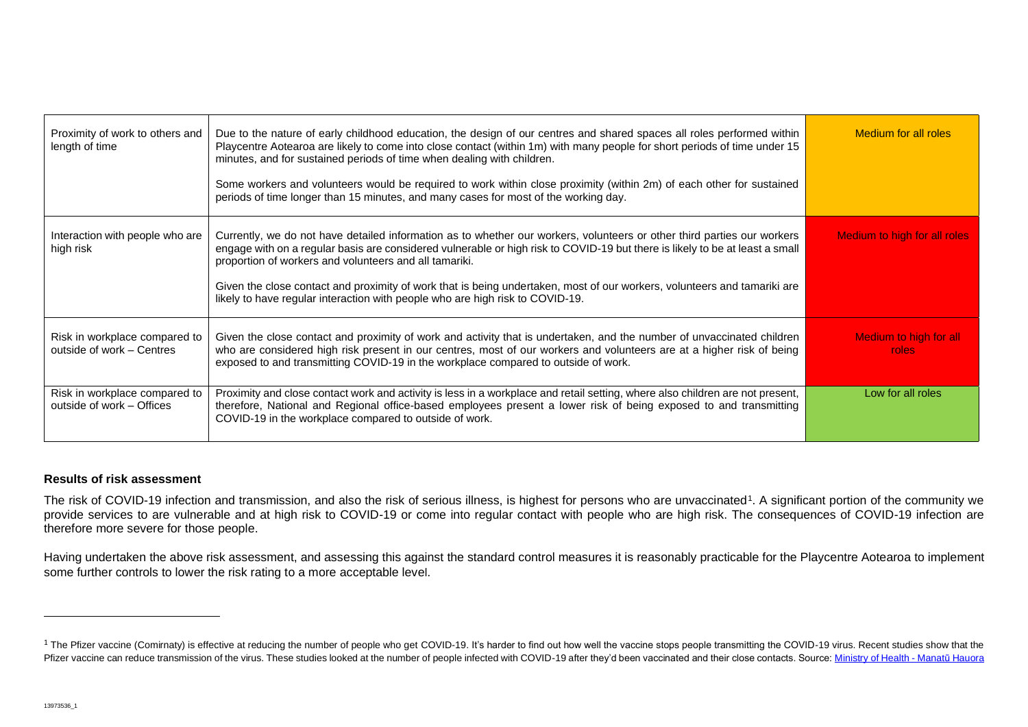| Proximity of work to others and length of time | Due to the nature of early childhood education, the design of our centres and shared spaces all roles performed within Playcentre Aotearoa are likely to come into close contact (within 1m) with many people for short periods of time under 15 minutes, and for sustained periods of time when dealing with children.<br><br>Some workers and volunteers would be required to work within close proximity (within 2m) of each other for sustained periods of time longer than 15 minutes, and many cases for most of the working day. | Medium for all roles |
|---|---|---|
| Interaction with people who are high risk | Currently, we do not have detailed information as to whether our workers, volunteers or other third parties our workers engage with on a regular basis are considered vulnerable or high risk to COVID-19 but there is likely to be at least a small proportion of workers and volunteers and all tamariki.<br><br>Given the close contact and proximity of work that is being undertaken, most of our workers, volunteers and tamariki are likely to have regular interaction with people who are high risk to COVID-19. | Medium to high for all roles |
| Risk in workplace compared to outside of work – Centres | Given the close contact and proximity of work and activity that is undertaken, and the number of unvaccinated children who are considered high risk present in our centres, most of our workers and volunteers are at a higher risk of being exposed to and transmitting COVID-19 in the workplace compared to outside of work. | Medium to high for all roles |
| Risk in workplace compared to outside of work – Offices | Proximity and close contact work and activity is less in a workplace and retail setting, where also children are not present, therefore, National and Regional office-based employees present a lower risk of being exposed to and transmitting COVID-19 in the workplace compared to outside of work. | Low for all roles |

**Results of risk assessment**

The risk of COVID-19 infection and transmission, and also the risk of serious illness, is highest for persons who are unvaccinated[1]. A significant portion of the community we provide services to are vulnerable and at high risk to COVID-19 or come into regular contact with people who are high risk. The consequences of COVID-19 infection are therefore more severe for those people.

Having undertaken the above risk assessment, and assessing this against the standard control measures it is reasonably practicable for the Playcentre Aotearoa to implement some further controls to lower the risk rating to a more acceptable level.

---

[1] The Pfizer vaccine (Comirnaty) is effective at reducing the number of people who get COVID-19. It's harder to find out how well the vaccine stops people transmitting the COVID-19 virus. Recent studies show that the Pfizer vaccine can reduce transmission of the virus. These studies looked at the number of people infected with COVID-19 after they'd been vaccinated and their close contacts. Source: Ministry of Health - Manatū Hauora

13973536_1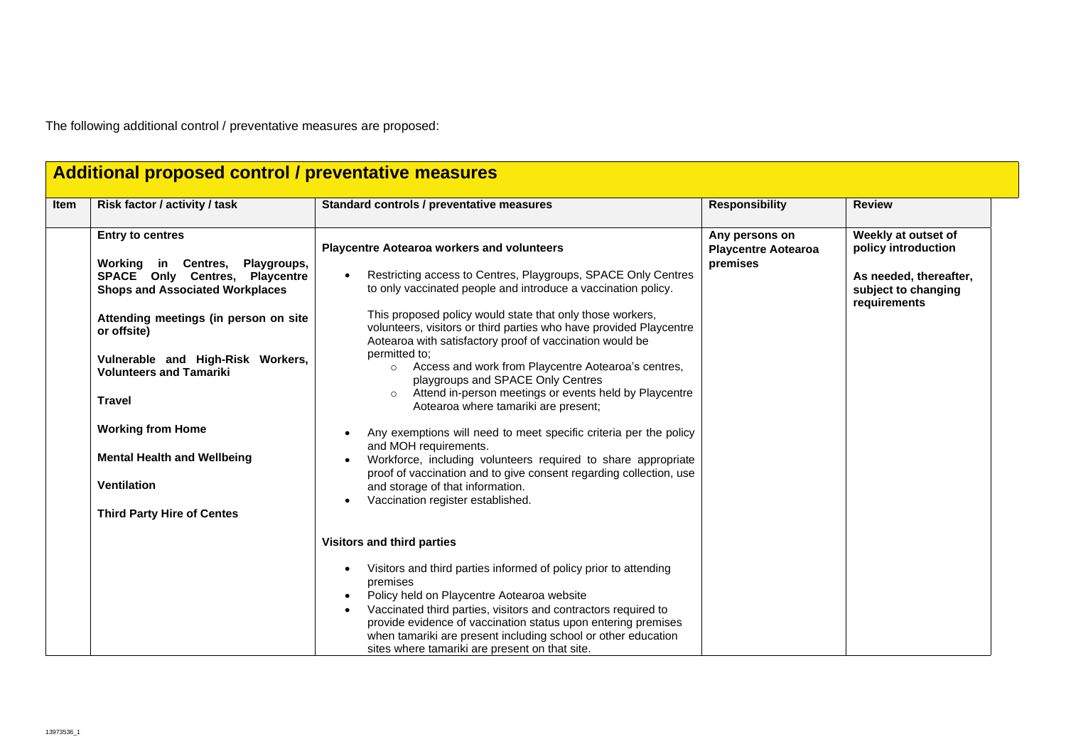The following additional control / preventative measures are proposed:

## Additional proposed control / preventative measures

| Item | Risk factor / activity / task | Standard controls / preventative measures | Responsibility | Review |
| --- | --- | --- | --- | --- |
| | **Entry to centres**<br><br>**Working in Centres, Playgroups, SPACE Only Centres, Playcentre Shops and Associated Workplaces**<br><br>**Attending meetings (in person on site or offsite)**<br><br>**Vulnerable and High-Risk Workers, Volunteers and Tamariki**<br><br>**Travel**<br><br>**Working from Home**<br><br>**Mental Health and Wellbeing**<br><br>**Ventilation**<br><br>**Third Party Hire of Centes** | **Playcentre Aotearoa workers and volunteers**<br><br>• Restricting access to Centres, Playgroups, SPACE Only Centres to only vaccinated people and introduce a vaccination policy.<br><br>This proposed policy would state that only those workers, volunteers, visitors or third parties who have provided Playcentre Aotearoa with satisfactory proof of vaccination would be permitted to;<br>○ Access and work from Playcentre Aotearoa's centres, playgroups and SPACE Only Centres<br>○ Attend in-person meetings or events held by Playcentre Aotearoa where tamariki are present;<br><br>• Any exemptions will need to meet specific criteria per the policy and MOH requirements.<br>• Workforce, including volunteers required to share appropriate proof of vaccination and to give consent regarding collection, use and storage of that information.<br>• Vaccination register established.<br><br>**Visitors and third parties**<br><br>• Visitors and third parties informed of policy prior to attending premises<br>• Policy held on Playcentre Aotearoa website<br>• Vaccinated third parties, visitors and contractors required to provide evidence of vaccination status upon entering premises when tamariki are present including school or other education sites where tamariki are present on that site. | **Any persons on Playcentre Aotearoa premises** | **Weekly at outset of policy introduction**<br><br>**As needed, thereafter, subject to changing requirements** |

13973536_1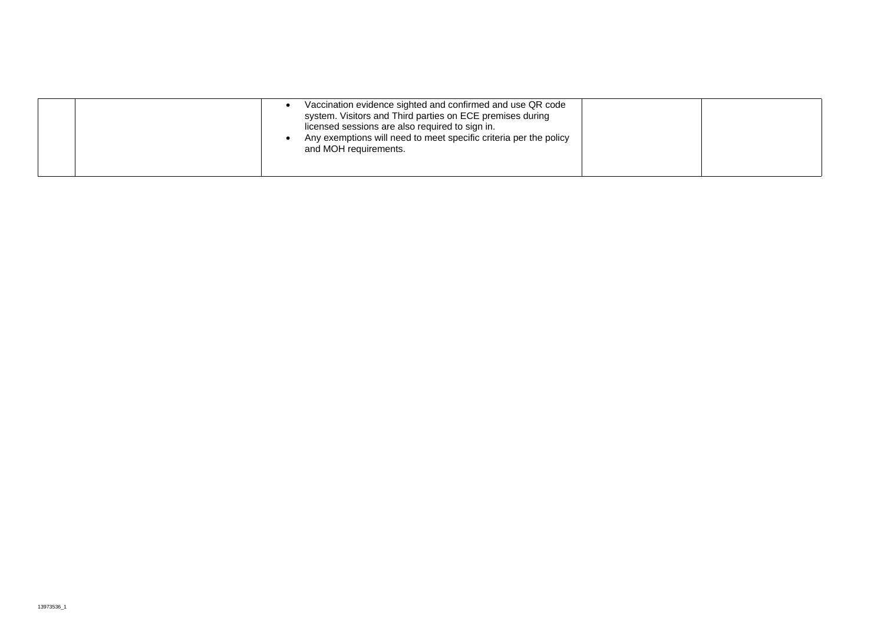| | | | | |
|---|---|---|---|---|
| | | • Vaccination evidence sighted and confirmed and use QR code system. Visitors and Third parties on ECE premises during licensed sessions are also required to sign in.<br>• Any exemptions will need to meet specific criteria per the policy and MOH requirements. | | |

13973536_1